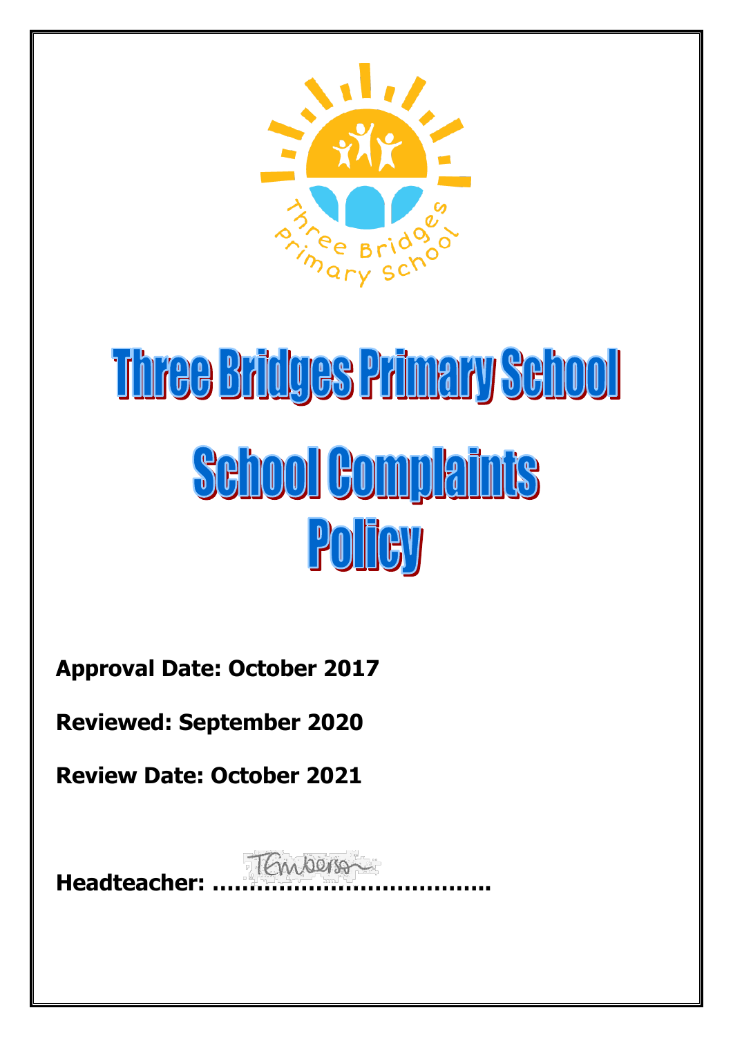# Three Bridges Primary School

# School Complaints Policy

**Approval Date: October 2017**

**Reviewed: September 2020**

**Review Date: October 2021**

**Headteacher: ………………………………..**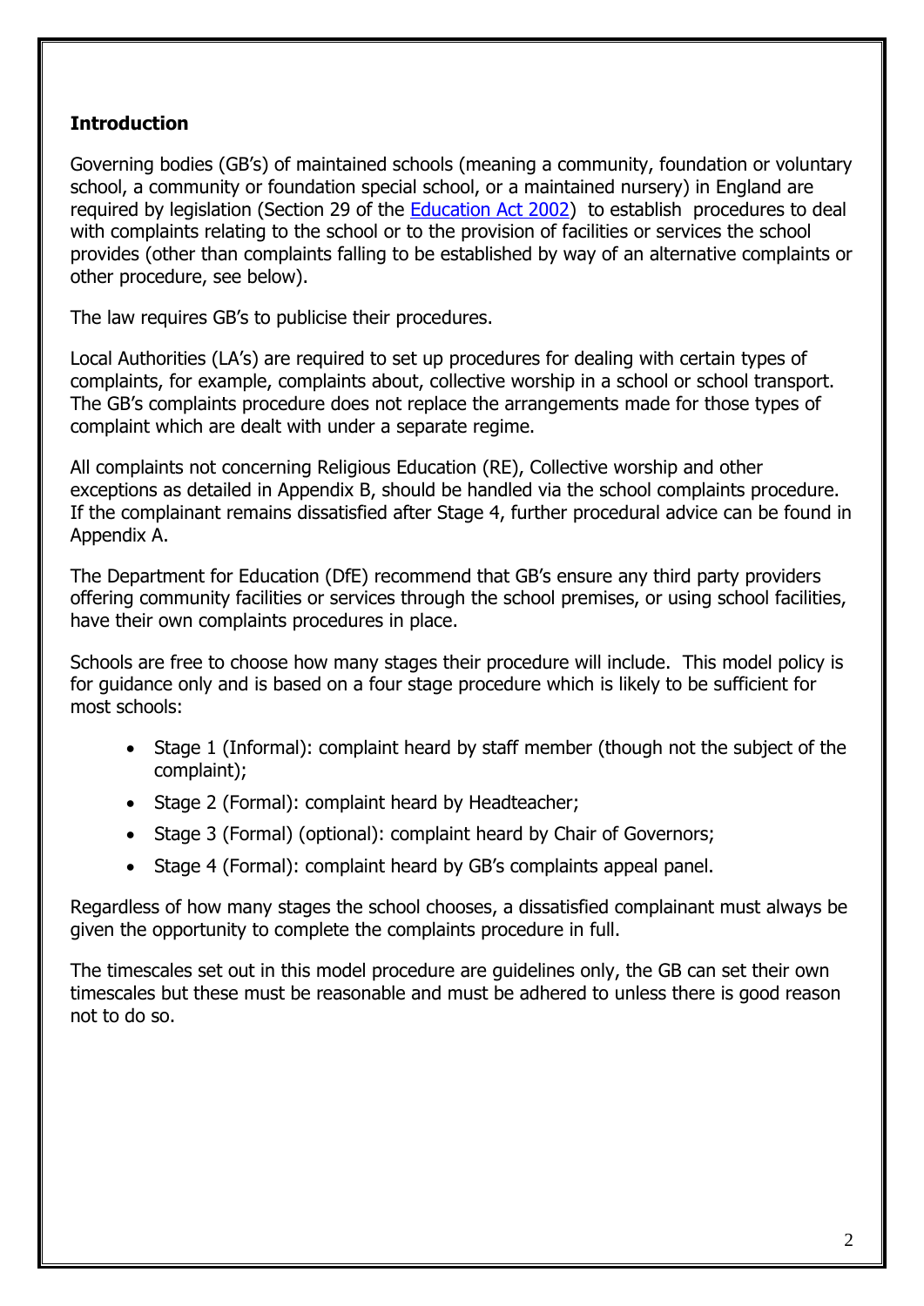## Introduction

Governing bodies (GB's) of maintained schools (meaning a community, foundation or voluntary school, a community or foundation special school, or a maintained nursery) in England are required by legislation (Section 29 of the [Education Act 2002](#)) to establish procedures to deal with complaints relating to the school or to the provision of facilities or services the school provides (other than complaints falling to be established by way of an alternative complaints or other procedure, see below).

The law requires GB's to publicise their procedures.

Local Authorities (LA's) are required to set up procedures for dealing with certain types of complaints, for example, complaints about, collective worship in a school or school transport. The GB's complaints procedure does not replace the arrangements made for those types of complaint which are dealt with under a separate regime.

All complaints not concerning Religious Education (RE), Collective worship and other exceptions as detailed in Appendix B, should be handled via the school complaints procedure. If the complainant remains dissatisfied after Stage 4, further procedural advice can be found in Appendix A.

The Department for Education (DfE) recommend that GB's ensure any third party providers offering community facilities or services through the school premises, or using school facilities, have their own complaints procedures in place.

Schools are free to choose how many stages their procedure will include. This model policy is for guidance only and is based on a four stage procedure which is likely to be sufficient for most schools:

- Stage 1 (Informal): complaint heard by staff member (though not the subject of the complaint);
- Stage 2 (Formal): complaint heard by Headteacher;
- Stage 3 (Formal) (optional): complaint heard by Chair of Governors;
- Stage 4 (Formal): complaint heard by GB's complaints appeal panel.

Regardless of how many stages the school chooses, a dissatisfied complainant must always be given the opportunity to complete the complaints procedure in full.

The timescales set out in this model procedure are guidelines only, the GB can set their own timescales but these must be reasonable and must be adhered to unless there is good reason not to do so.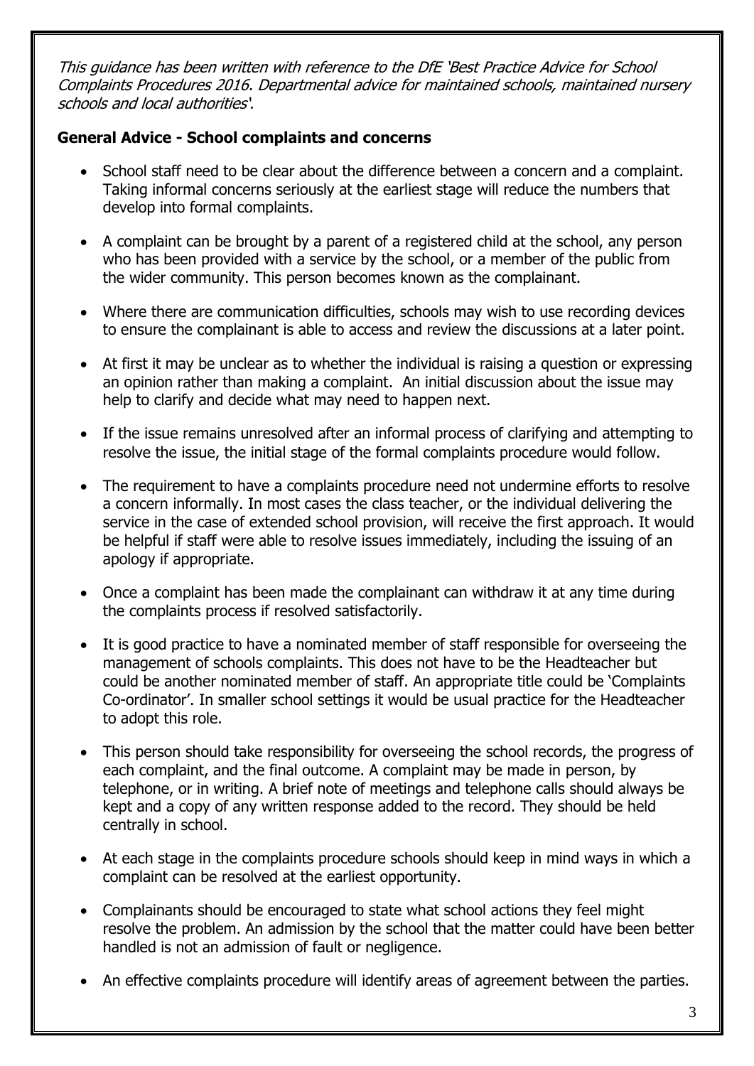*This guidance has been written with reference to the DfE 'Best Practice Advice for School Complaints Procedures 2016. Departmental advice for maintained schools, maintained nursery schools and local authorities'.*

**General Advice - School complaints and concerns**

- School staff need to be clear about the difference between a concern and a complaint. Taking informal concerns seriously at the earliest stage will reduce the numbers that develop into formal complaints.

- A complaint can be brought by a parent of a registered child at the school, any person who has been provided with a service by the school, or a member of the public from the wider community. This person becomes known as the complainant.

- Where there are communication difficulties, schools may wish to use recording devices to ensure the complainant is able to access and review the discussions at a later point.

- At first it may be unclear as to whether the individual is raising a question or expressing an opinion rather than making a complaint. An initial discussion about the issue may help to clarify and decide what may need to happen next.

- If the issue remains unresolved after an informal process of clarifying and attempting to resolve the issue, the initial stage of the formal complaints procedure would follow.

- The requirement to have a complaints procedure need not undermine efforts to resolve a concern informally. In most cases the class teacher, or the individual delivering the service in the case of extended school provision, will receive the first approach. It would be helpful if staff were able to resolve issues immediately, including the issuing of an apology if appropriate.

- Once a complaint has been made the complainant can withdraw it at any time during the complaints process if resolved satisfactorily.

- It is good practice to have a nominated member of staff responsible for overseeing the management of schools complaints. This does not have to be the Headteacher but could be another nominated member of staff. An appropriate title could be 'Complaints Co-ordinator'. In smaller school settings it would be usual practice for the Headteacher to adopt this role.

- This person should take responsibility for overseeing the school records, the progress of each complaint, and the final outcome. A complaint may be made in person, by telephone, or in writing. A brief note of meetings and telephone calls should always be kept and a copy of any written response added to the record. They should be held centrally in school.

- At each stage in the complaints procedure schools should keep in mind ways in which a complaint can be resolved at the earliest opportunity.

- Complainants should be encouraged to state what school actions they feel might resolve the problem. An admission by the school that the matter could have been better handled is not an admission of fault or negligence.

- An effective complaints procedure will identify areas of agreement between the parties.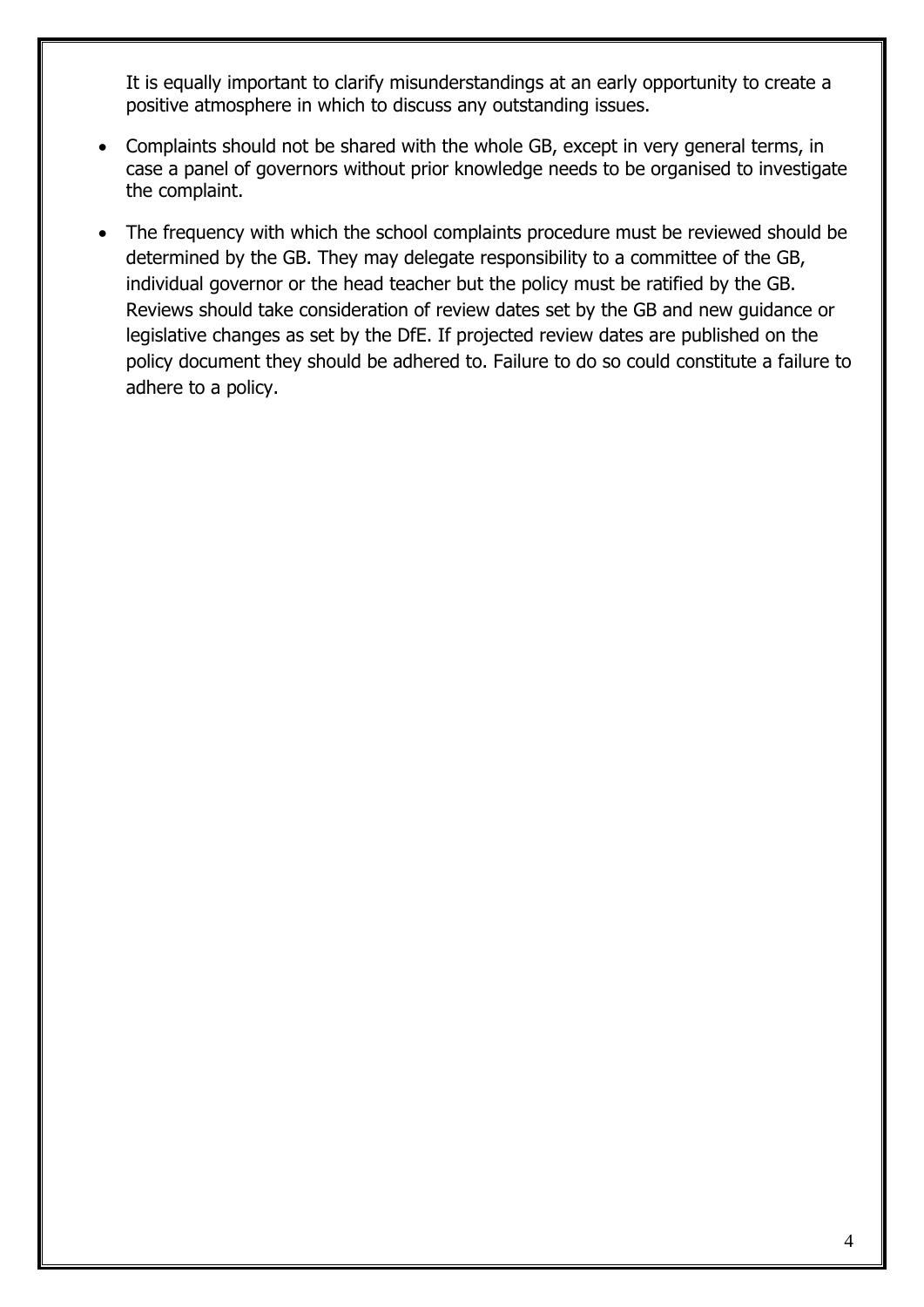It is equally important to clarify misunderstandings at an early opportunity to create a positive atmosphere in which to discuss any outstanding issues.

- Complaints should not be shared with the whole GB, except in very general terms, in case a panel of governors without prior knowledge needs to be organised to investigate the complaint.
- The frequency with which the school complaints procedure must be reviewed should be determined by the GB. They may delegate responsibility to a committee of the GB, individual governor or the head teacher but the policy must be ratified by the GB. Reviews should take consideration of review dates set by the GB and new guidance or legislative changes as set by the DfE. If projected review dates are published on the policy document they should be adhered to. Failure to do so could constitute a failure to adhere to a policy.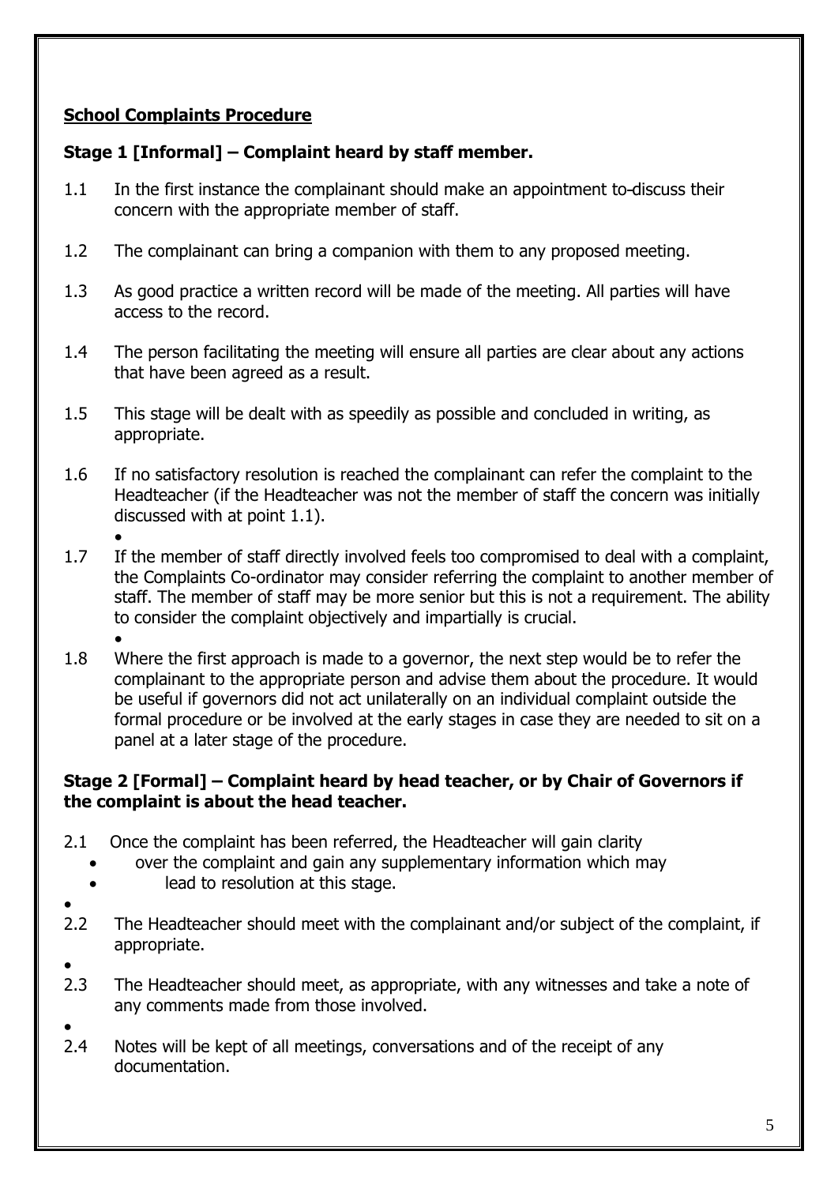**School Complaints Procedure**

**Stage 1 [Informal] – Complaint heard by staff member.**

1.1 In the first instance the complainant should make an appointment to discuss their concern with the appropriate member of staff.

1.2 The complainant can bring a companion with them to any proposed meeting.

1.3 As good practice a written record will be made of the meeting. All parties will have access to the record.

1.4 The person facilitating the meeting will ensure all parties are clear about any actions that have been agreed as a result.

1.5 This stage will be dealt with as speedily as possible and concluded in writing, as appropriate.

1.6 If no satisfactory resolution is reached the complainant can refer the complaint to the Headteacher (if the Headteacher was not the member of staff the concern was initially discussed with at point 1.1).

1.7 If the member of staff directly involved feels too compromised to deal with a complaint, the Complaints Co-ordinator may consider referring the complaint to another member of staff. The member of staff may be more senior but this is not a requirement. The ability to consider the complaint objectively and impartially is crucial.

1.8 Where the first approach is made to a governor, the next step would be to refer the complainant to the appropriate person and advise them about the procedure. It would be useful if governors did not act unilaterally on an individual complaint outside the formal procedure or be involved at the early stages in case they are needed to sit on a panel at a later stage of the procedure.

**Stage 2 [Formal] – Complaint heard by head teacher, or by Chair of Governors if the complaint is about the head teacher.**

2.1 Once the complaint has been referred, the Headteacher will gain clarity over the complaint and gain any supplementary information which may lead to resolution at this stage.

2.2 The Headteacher should meet with the complainant and/or subject of the complaint, if appropriate.

2.3 The Headteacher should meet, as appropriate, with any witnesses and take a note of any comments made from those involved.

2.4 Notes will be kept of all meetings, conversations and of the receipt of any documentation.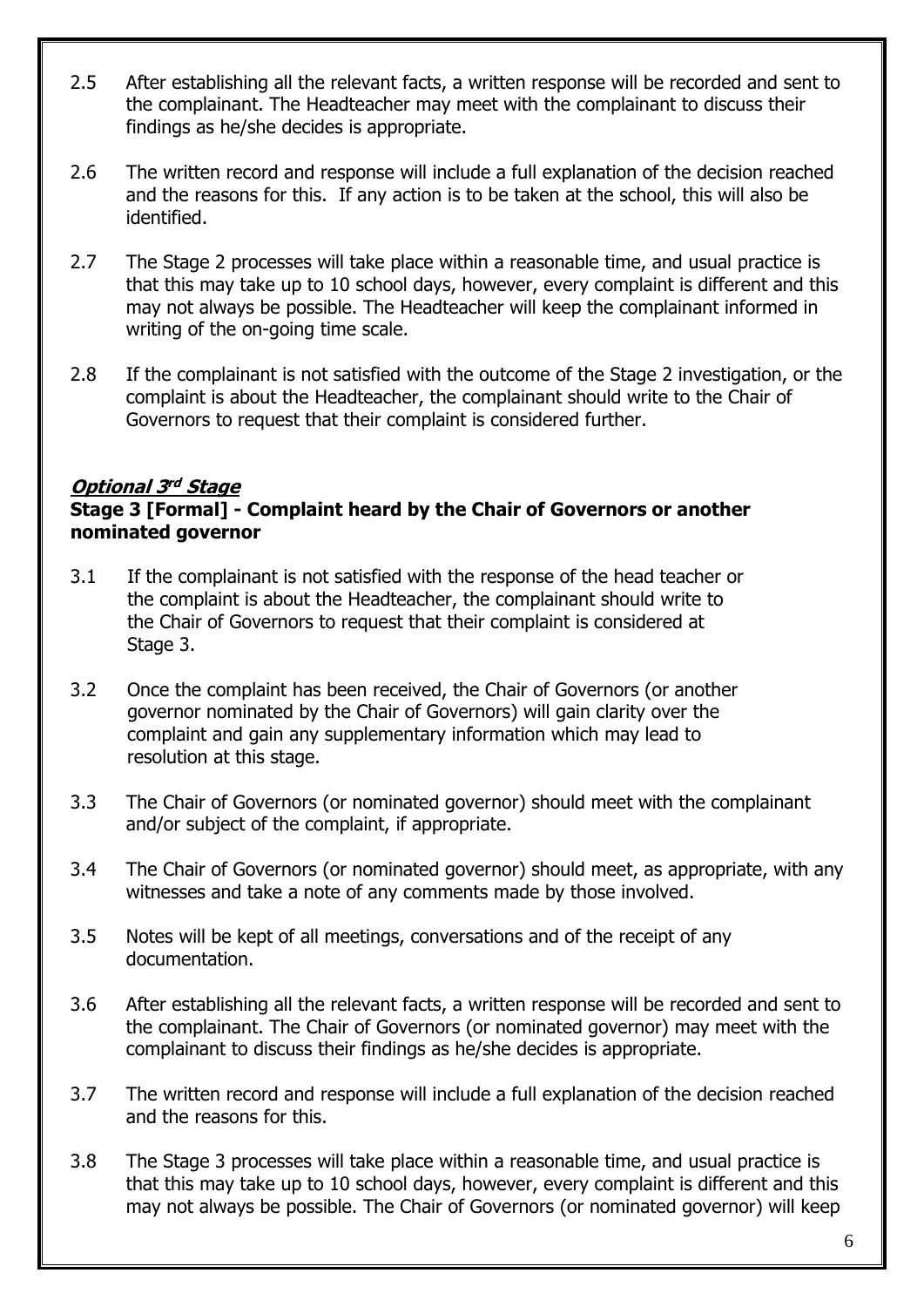2.5 After establishing all the relevant facts, a written response will be recorded and sent to the complainant. The Headteacher may meet with the complainant to discuss their findings as he/she decides is appropriate.

2.6 The written record and response will include a full explanation of the decision reached and the reasons for this. If any action is to be taken at the school, this will also be identified.

2.7 The Stage 2 processes will take place within a reasonable time, and usual practice is that this may take up to 10 school days, however, every complaint is different and this may not always be possible. The Headteacher will keep the complainant informed in writing of the on-going time scale.

2.8 If the complainant is not satisfied with the outcome of the Stage 2 investigation, or the complaint is about the Headteacher, the complainant should write to the Chair of Governors to request that their complaint is considered further.

***Optional 3rd Stage***

**Stage 3 [Formal] - Complaint heard by the Chair of Governors or another nominated governor**

3.1 If the complainant is not satisfied with the response of the head teacher or the complaint is about the Headteacher, the complainant should write to the Chair of Governors to request that their complaint is considered at Stage 3.

3.2 Once the complaint has been received, the Chair of Governors (or another governor nominated by the Chair of Governors) will gain clarity over the complaint and gain any supplementary information which may lead to resolution at this stage.

3.3 The Chair of Governors (or nominated governor) should meet with the complainant and/or subject of the complaint, if appropriate.

3.4 The Chair of Governors (or nominated governor) should meet, as appropriate, with any witnesses and take a note of any comments made by those involved.

3.5 Notes will be kept of all meetings, conversations and of the receipt of any documentation.

3.6 After establishing all the relevant facts, a written response will be recorded and sent to the complainant. The Chair of Governors (or nominated governor) may meet with the complainant to discuss their findings as he/she decides is appropriate.

3.7 The written record and response will include a full explanation of the decision reached and the reasons for this.

3.8 The Stage 3 processes will take place within a reasonable time, and usual practice is that this may take up to 10 school days, however, every complaint is different and this may not always be possible. The Chair of Governors (or nominated governor) will keep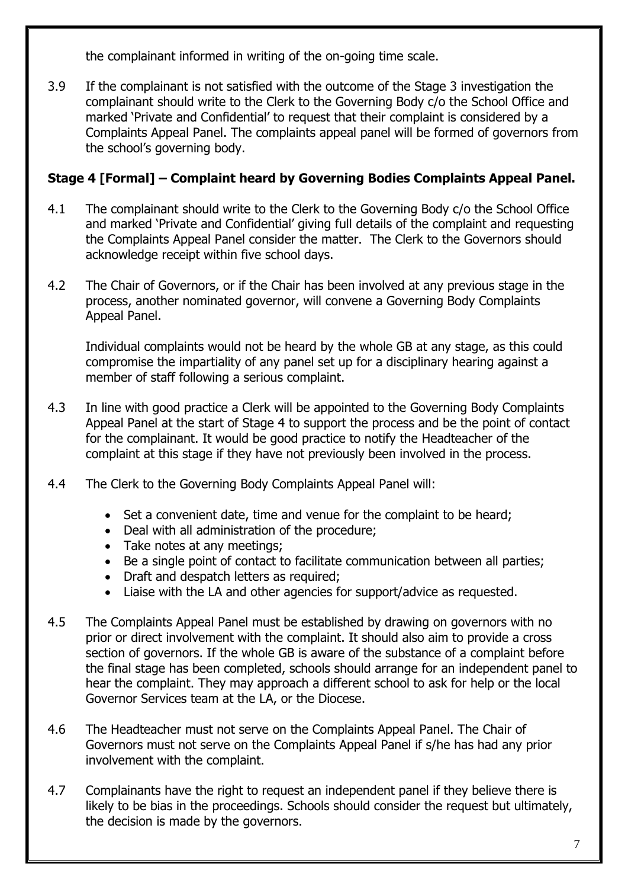the complainant informed in writing of the on-going time scale.

3.9 If the complainant is not satisfied with the outcome of the Stage 3 investigation the complainant should write to the Clerk to the Governing Body c/o the School Office and marked 'Private and Confidential' to request that their complaint is considered by a Complaints Appeal Panel. The complaints appeal panel will be formed of governors from the school's governing body.

### Stage 4 [Formal] – Complaint heard by Governing Bodies Complaints Appeal Panel.

4.1 The complainant should write to the Clerk to the Governing Body c/o the School Office and marked 'Private and Confidential' giving full details of the complaint and requesting the Complaints Appeal Panel consider the matter. The Clerk to the Governors should acknowledge receipt within five school days.

4.2 The Chair of Governors, or if the Chair has been involved at any previous stage in the process, another nominated governor, will convene a Governing Body Complaints Appeal Panel.

Individual complaints would not be heard by the whole GB at any stage, as this could compromise the impartiality of any panel set up for a disciplinary hearing against a member of staff following a serious complaint.

4.3 In line with good practice a Clerk will be appointed to the Governing Body Complaints Appeal Panel at the start of Stage 4 to support the process and be the point of contact for the complainant. It would be good practice to notify the Headteacher of the complaint at this stage if they have not previously been involved in the process.

4.4 The Clerk to the Governing Body Complaints Appeal Panel will:

- Set a convenient date, time and venue for the complaint to be heard;
- Deal with all administration of the procedure;
- Take notes at any meetings;
- Be a single point of contact to facilitate communication between all parties;
- Draft and despatch letters as required;
- Liaise with the LA and other agencies for support/advice as requested.

4.5 The Complaints Appeal Panel must be established by drawing on governors with no prior or direct involvement with the complaint. It should also aim to provide a cross section of governors. If the whole GB is aware of the substance of a complaint before the final stage has been completed, schools should arrange for an independent panel to hear the complaint. They may approach a different school to ask for help or the local Governor Services team at the LA, or the Diocese.

4.6 The Headteacher must not serve on the Complaints Appeal Panel. The Chair of Governors must not serve on the Complaints Appeal Panel if s/he has had any prior involvement with the complaint.

4.7 Complainants have the right to request an independent panel if they believe there is likely to be bias in the proceedings. Schools should consider the request but ultimately, the decision is made by the governors.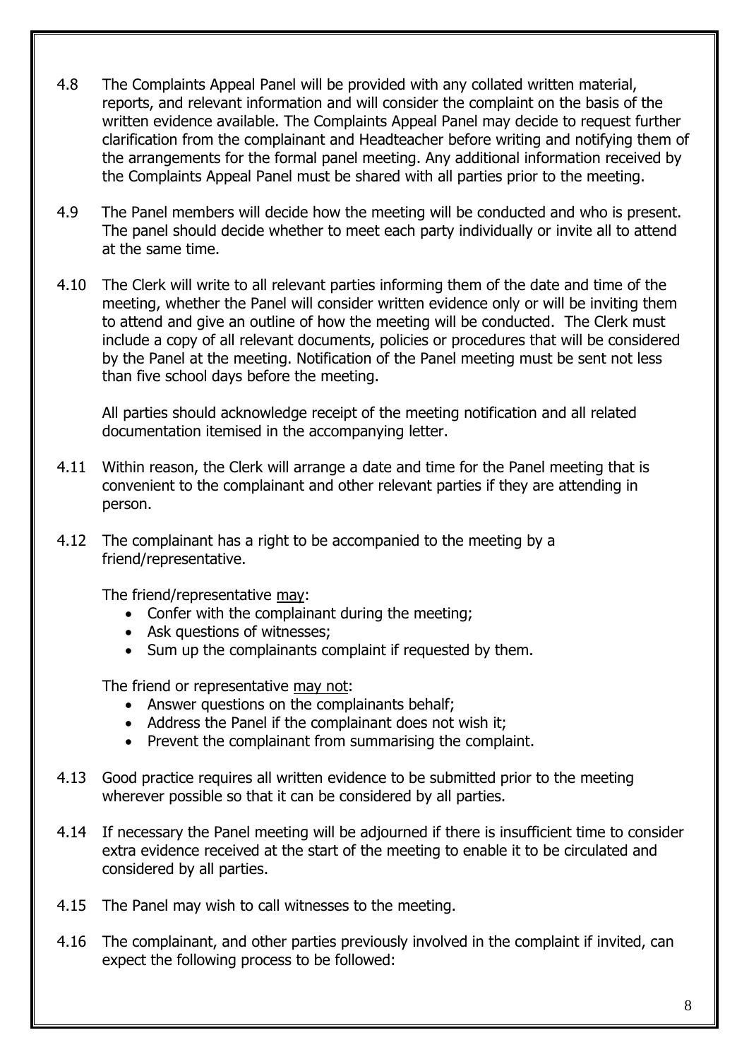4.8 The Complaints Appeal Panel will be provided with any collated written material, reports, and relevant information and will consider the complaint on the basis of the written evidence available. The Complaints Appeal Panel may decide to request further clarification from the complainant and Headteacher before writing and notifying them of the arrangements for the formal panel meeting. Any additional information received by the Complaints Appeal Panel must be shared with all parties prior to the meeting.

4.9 The Panel members will decide how the meeting will be conducted and who is present. The panel should decide whether to meet each party individually or invite all to attend at the same time.

4.10 The Clerk will write to all relevant parties informing them of the date and time of the meeting, whether the Panel will consider written evidence only or will be inviting them to attend and give an outline of how the meeting will be conducted. The Clerk must include a copy of all relevant documents, policies or procedures that will be considered by the Panel at the meeting. Notification of the Panel meeting must be sent not less than five school days before the meeting.

All parties should acknowledge receipt of the meeting notification and all related documentation itemised in the accompanying letter.

4.11 Within reason, the Clerk will arrange a date and time for the Panel meeting that is convenient to the complainant and other relevant parties if they are attending in person.

4.12 The complainant has a right to be accompanied to the meeting by a friend/representative.

The friend/representative <u>may</u>:

- Confer with the complainant during the meeting;
- Ask questions of witnesses;
- Sum up the complainants complaint if requested by them.

The friend or representative <u>may not</u>:

- Answer questions on the complainants behalf;
- Address the Panel if the complainant does not wish it;
- Prevent the complainant from summarising the complaint.

4.13 Good practice requires all written evidence to be submitted prior to the meeting wherever possible so that it can be considered by all parties.

4.14 If necessary the Panel meeting will be adjourned if there is insufficient time to consider extra evidence received at the start of the meeting to enable it to be circulated and considered by all parties.

4.15 The Panel may wish to call witnesses to the meeting.

4.16 The complainant, and other parties previously involved in the complaint if invited, can expect the following process to be followed: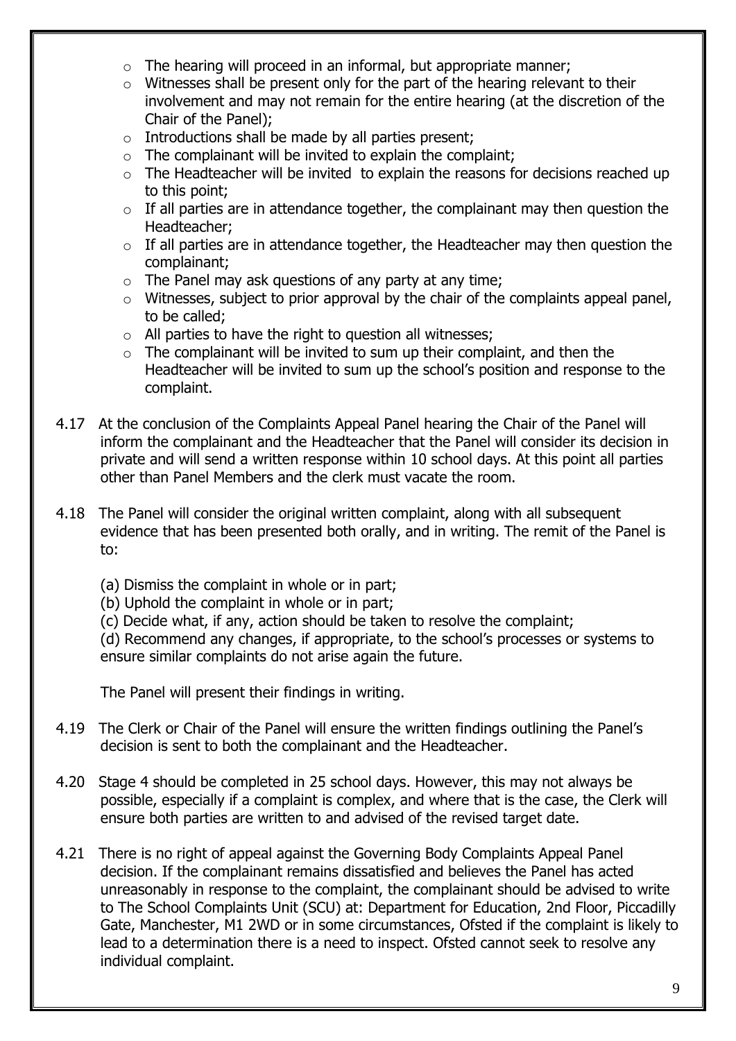- The hearing will proceed in an informal, but appropriate manner;
- Witnesses shall be present only for the part of the hearing relevant to their involvement and may not remain for the entire hearing (at the discretion of the Chair of the Panel);
- Introductions shall be made by all parties present;
- The complainant will be invited to explain the complaint;
- The Headteacher will be invited to explain the reasons for decisions reached up to this point;
- If all parties are in attendance together, the complainant may then question the Headteacher;
- If all parties are in attendance together, the Headteacher may then question the complainant;
- The Panel may ask questions of any party at any time;
- Witnesses, subject to prior approval by the chair of the complaints appeal panel, to be called;
- All parties to have the right to question all witnesses;
- The complainant will be invited to sum up their complaint, and then the Headteacher will be invited to sum up the school's position and response to the complaint.

4.17 At the conclusion of the Complaints Appeal Panel hearing the Chair of the Panel will inform the complainant and the Headteacher that the Panel will consider its decision in private and will send a written response within 10 school days. At this point all parties other than Panel Members and the clerk must vacate the room.

4.18 The Panel will consider the original written complaint, along with all subsequent evidence that has been presented both orally, and in writing. The remit of the Panel is to:

(a) Dismiss the complaint in whole or in part;
(b) Uphold the complaint in whole or in part;
(c) Decide what, if any, action should be taken to resolve the complaint;
(d) Recommend any changes, if appropriate, to the school's processes or systems to ensure similar complaints do not arise again the future.

The Panel will present their findings in writing.

4.19 The Clerk or Chair of the Panel will ensure the written findings outlining the Panel's decision is sent to both the complainant and the Headteacher.

4.20 Stage 4 should be completed in 25 school days. However, this may not always be possible, especially if a complaint is complex, and where that is the case, the Clerk will ensure both parties are written to and advised of the revised target date.

4.21 There is no right of appeal against the Governing Body Complaints Appeal Panel decision. If the complainant remains dissatisfied and believes the Panel has acted unreasonably in response to the complaint, the complainant should be advised to write to The School Complaints Unit (SCU) at: Department for Education, 2nd Floor, Piccadilly Gate, Manchester, M1 2WD or in some circumstances, Ofsted if the complaint is likely to lead to a determination there is a need to inspect. Ofsted cannot seek to resolve any individual complaint.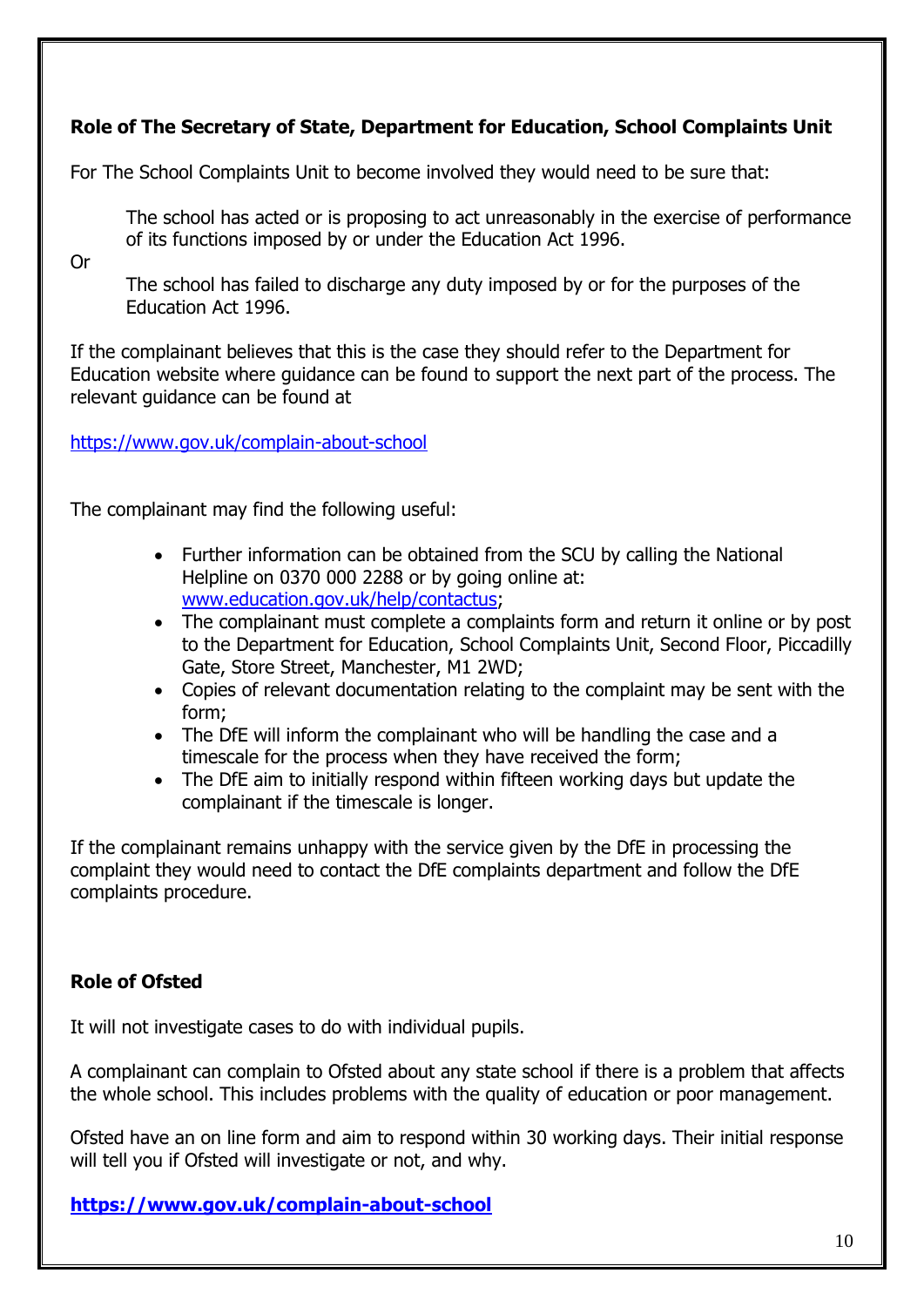**Role of The Secretary of State, Department for Education, School Complaints Unit**

For The School Complaints Unit to become involved they would need to be sure that:

> The school has acted or is proposing to act unreasonably in the exercise of performance of its functions imposed by or under the Education Act 1996.

Or

> The school has failed to discharge any duty imposed by or for the purposes of the Education Act 1996.

If the complainant believes that this is the case they should refer to the Department for Education website where guidance can be found to support the next part of the process. The relevant guidance can be found at

https://www.gov.uk/complain-about-school

The complainant may find the following useful:

- Further information can be obtained from the SCU by calling the National Helpline on 0370 000 2288 or by going online at: www.education.gov.uk/help/contactus;
- The complainant must complete a complaints form and return it online or by post to the Department for Education, School Complaints Unit, Second Floor, Piccadilly Gate, Store Street, Manchester, M1 2WD;
- Copies of relevant documentation relating to the complaint may be sent with the form;
- The DfE will inform the complainant who will be handling the case and a timescale for the process when they have received the form;
- The DfE aim to initially respond within fifteen working days but update the complainant if the timescale is longer.

If the complainant remains unhappy with the service given by the DfE in processing the complaint they would need to contact the DfE complaints department and follow the DfE complaints procedure.

**Role of Ofsted**

It will not investigate cases to do with individual pupils.

A complainant can complain to Ofsted about any state school if there is a problem that affects the whole school. This includes problems with the quality of education or poor management.

Ofsted have an on line form and aim to respond within 30 working days. Their initial response will tell you if Ofsted will investigate or not, and why.

**https://www.gov.uk/complain-about-school**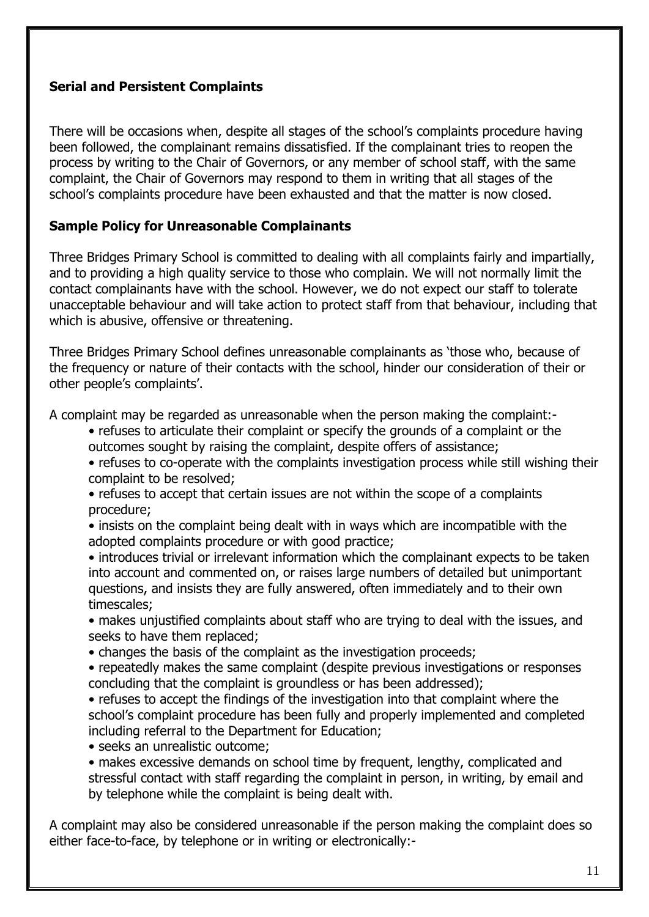### Serial and Persistent Complaints

There will be occasions when, despite all stages of the school's complaints procedure having been followed, the complainant remains dissatisfied. If the complainant tries to reopen the process by writing to the Chair of Governors, or any member of school staff, with the same complaint, the Chair of Governors may respond to them in writing that all stages of the school's complaints procedure have been exhausted and that the matter is now closed.

### Sample Policy for Unreasonable Complainants

Three Bridges Primary School is committed to dealing with all complaints fairly and impartially, and to providing a high quality service to those who complain. We will not normally limit the contact complainants have with the school. However, we do not expect our staff to tolerate unacceptable behaviour and will take action to protect staff from that behaviour, including that which is abusive, offensive or threatening.

Three Bridges Primary School defines unreasonable complainants as 'those who, because of the frequency or nature of their contacts with the school, hinder our consideration of their or other people's complaints'.

A complaint may be regarded as unreasonable when the person making the complaint:-

- refuses to articulate their complaint or specify the grounds of a complaint or the outcomes sought by raising the complaint, despite offers of assistance;
- refuses to co-operate with the complaints investigation process while still wishing their complaint to be resolved;
- refuses to accept that certain issues are not within the scope of a complaints procedure;
- insists on the complaint being dealt with in ways which are incompatible with the adopted complaints procedure or with good practice;
- introduces trivial or irrelevant information which the complainant expects to be taken into account and commented on, or raises large numbers of detailed but unimportant questions, and insists they are fully answered, often immediately and to their own timescales;
- makes unjustified complaints about staff who are trying to deal with the issues, and seeks to have them replaced;
- changes the basis of the complaint as the investigation proceeds;
- repeatedly makes the same complaint (despite previous investigations or responses concluding that the complaint is groundless or has been addressed);
- refuses to accept the findings of the investigation into that complaint where the school's complaint procedure has been fully and properly implemented and completed including referral to the Department for Education;
- seeks an unrealistic outcome;
- makes excessive demands on school time by frequent, lengthy, complicated and stressful contact with staff regarding the complaint in person, in writing, by email and by telephone while the complaint is being dealt with.

A complaint may also be considered unreasonable if the person making the complaint does so either face-to-face, by telephone or in writing or electronically:-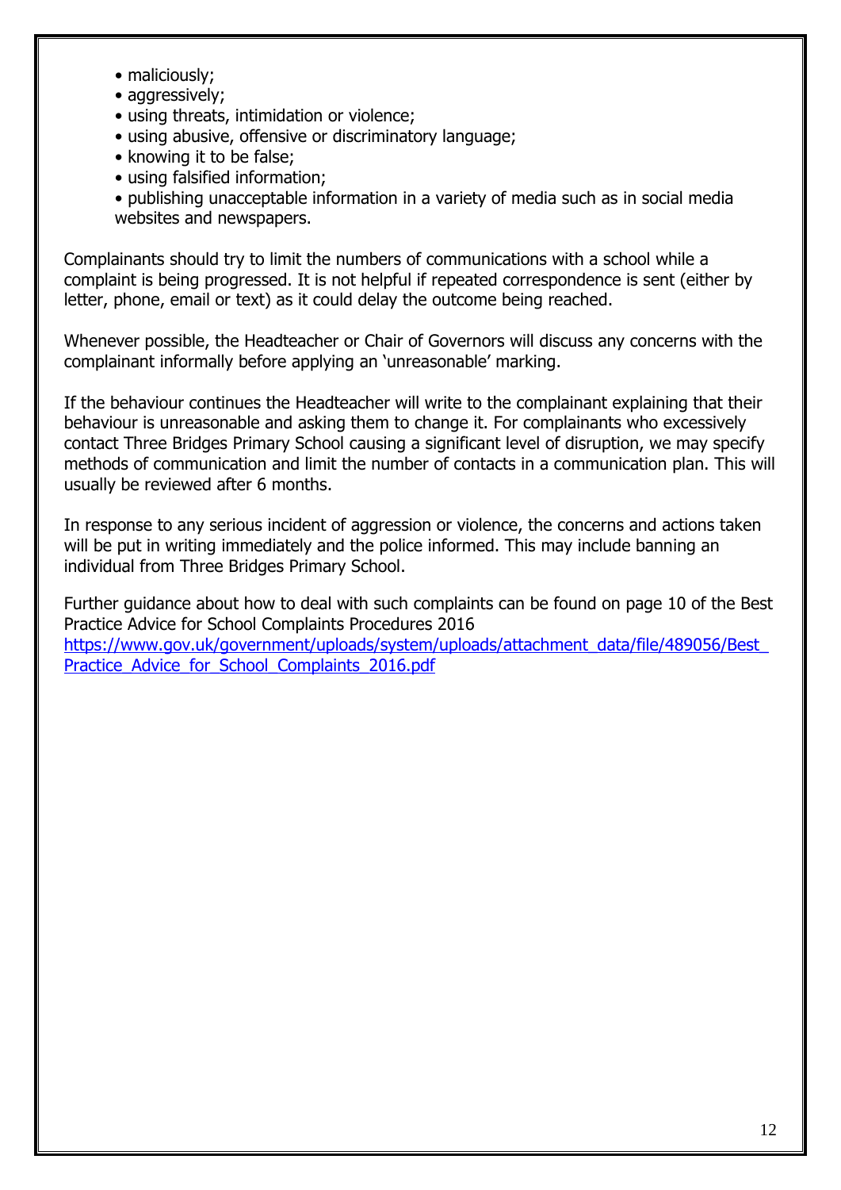- maliciously;
- aggressively;
- using threats, intimidation or violence;
- using abusive, offensive or discriminatory language;
- knowing it to be false;
- using falsified information;
- publishing unacceptable information in a variety of media such as in social media websites and newspapers.

Complainants should try to limit the numbers of communications with a school while a complaint is being progressed. It is not helpful if repeated correspondence is sent (either by letter, phone, email or text) as it could delay the outcome being reached.

Whenever possible, the Headteacher or Chair of Governors will discuss any concerns with the complainant informally before applying an 'unreasonable' marking.

If the behaviour continues the Headteacher will write to the complainant explaining that their behaviour is unreasonable and asking them to change it. For complainants who excessively contact Three Bridges Primary School causing a significant level of disruption, we may specify methods of communication and limit the number of contacts in a communication plan. This will usually be reviewed after 6 months.

In response to any serious incident of aggression or violence, the concerns and actions taken will be put in writing immediately and the police informed. This may include banning an individual from Three Bridges Primary School.

Further guidance about how to deal with such complaints can be found on page 10 of the Best Practice Advice for School Complaints Procedures 2016
[https://www.gov.uk/government/uploads/system/uploads/attachment_data/file/489056/Best_Practice_Advice_for_School_Complaints_2016.pdf](https://www.gov.uk/government/uploads/system/uploads/attachment_data/file/489056/Best_Practice_Advice_for_School_Complaints_2016.pdf)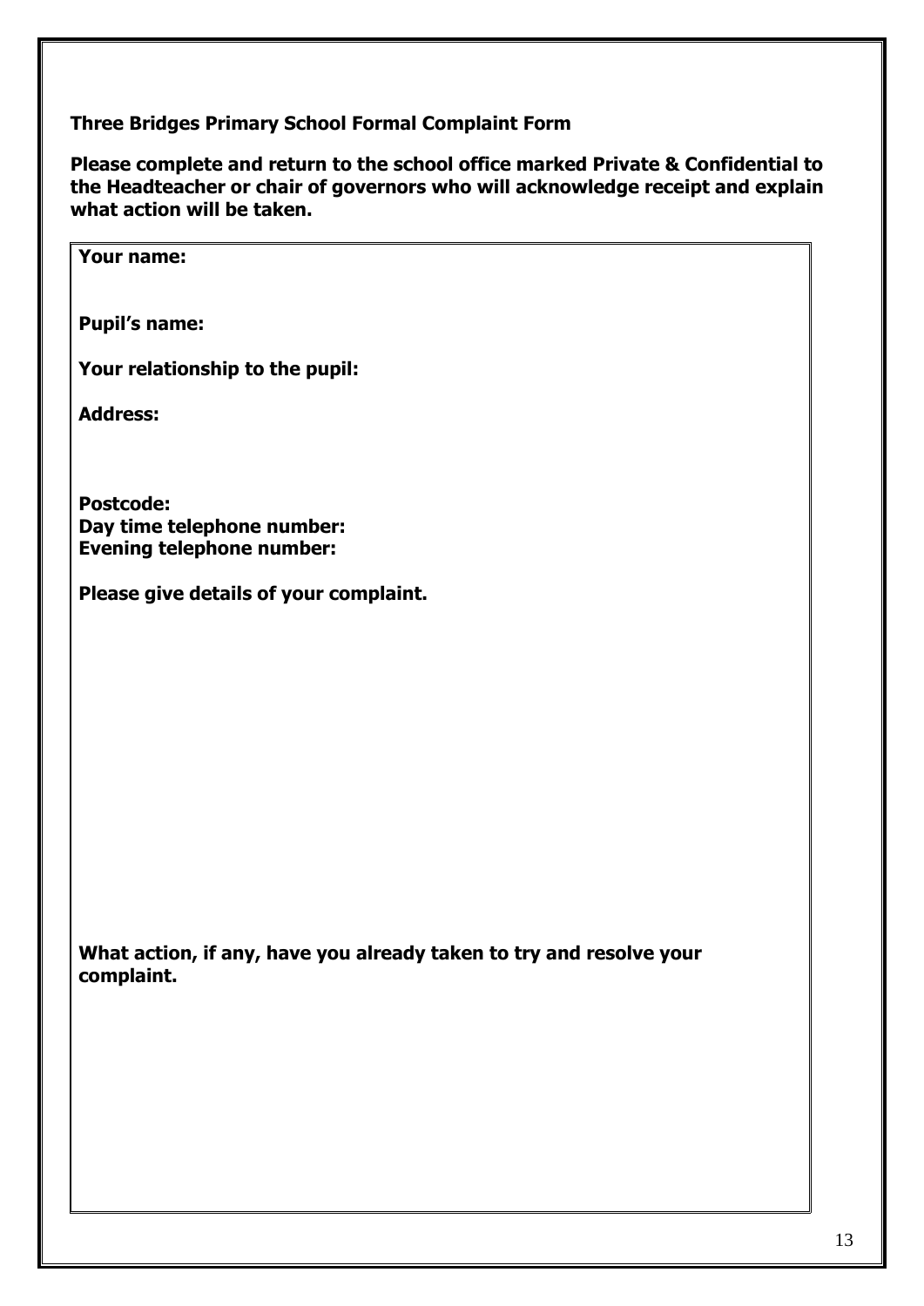**Three Bridges Primary School Formal Complaint Form**

**Please complete and return to the school office marked Private & Confidential to the Headteacher or chair of governors who will acknowledge receipt and explain what action will be taken.**

**Your name:**

**Pupil's name:**

**Your relationship to the pupil:**

**Address:**

**Postcode:**
**Day time telephone number:**
**Evening telephone number:**

**Please give details of your complaint.**

**What action, if any, have you already taken to try and resolve your complaint.**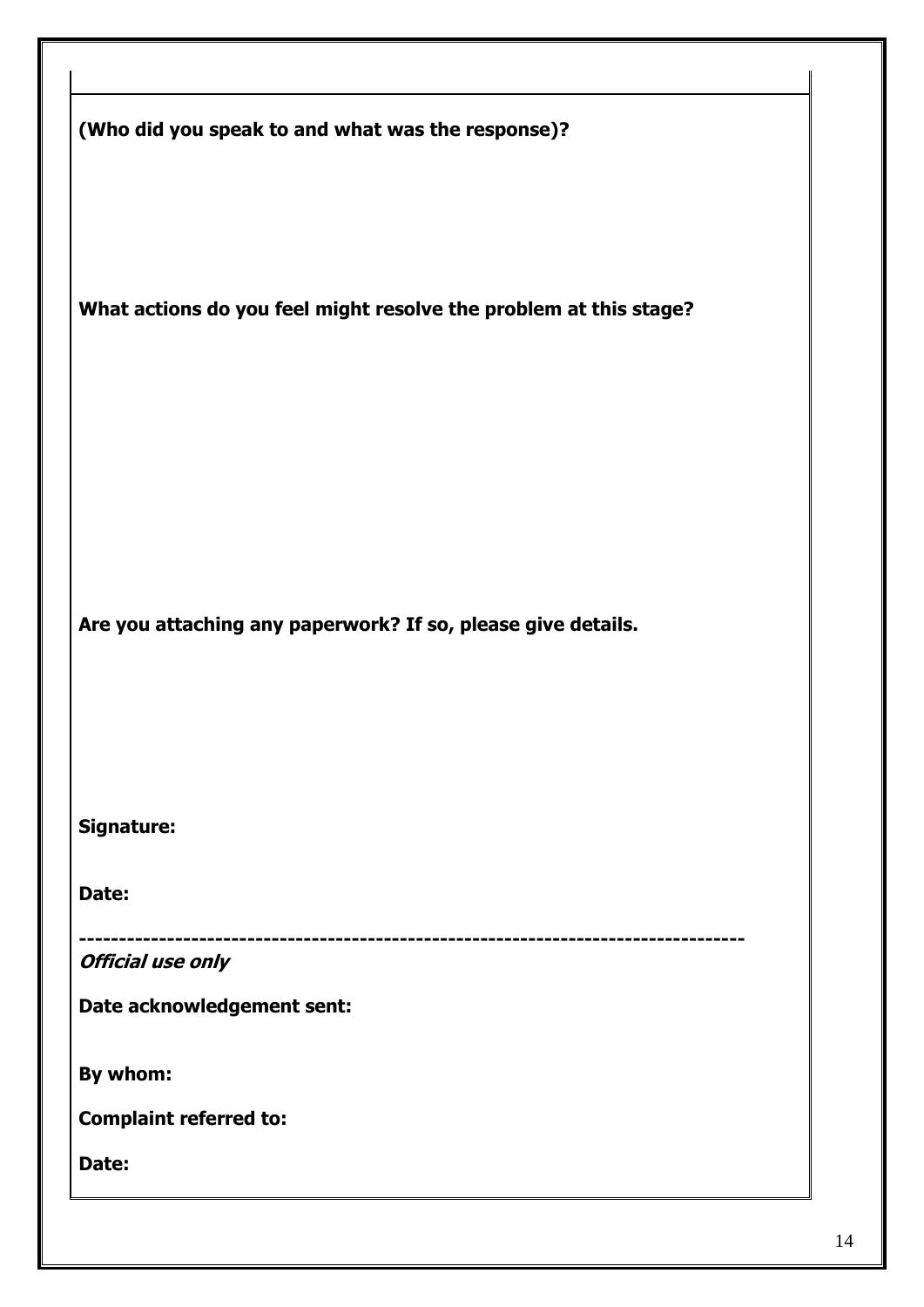**(Who did you speak to and what was the response)?**

**What actions do you feel might resolve the problem at this stage?**

**Are you attaching any paperwork? If so, please give details.**

**Signature:**

**Date:**

---

***Official use only***

**Date acknowledgement sent:**

**By whom:**

**Complaint referred to:**

**Date:**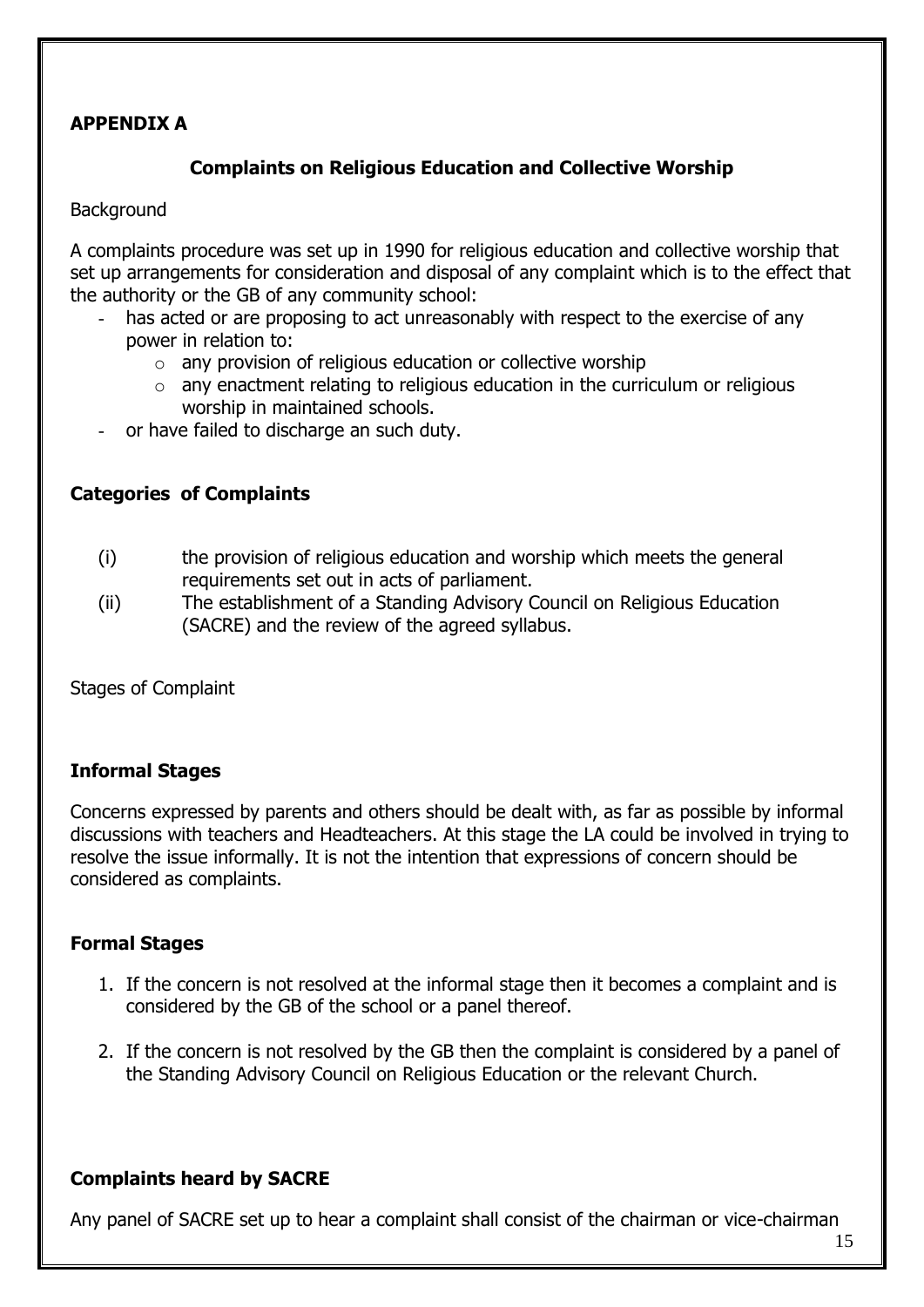**APPENDIX A**

**Complaints on Religious Education and Collective Worship**

Background

A complaints procedure was set up in 1990 for religious education and collective worship that set up arrangements for consideration and disposal of any complaint which is to the effect that the authority or the GB of any community school:

- has acted or are proposing to act unreasonably with respect to the exercise of any power in relation to:
  - any provision of religious education or collective worship
  - any enactment relating to religious education in the curriculum or religious worship in maintained schools.
- or have failed to discharge an such duty.

**Categories of Complaints**

(i) the provision of religious education and worship which meets the general requirements set out in acts of parliament.

(ii) The establishment of a Standing Advisory Council on Religious Education (SACRE) and the review of the agreed syllabus.

Stages of Complaint

**Informal Stages**

Concerns expressed by parents and others should be dealt with, as far as possible by informal discussions with teachers and Headteachers. At this stage the LA could be involved in trying to resolve the issue informally. It is not the intention that expressions of concern should be considered as complaints.

**Formal Stages**

1. If the concern is not resolved at the informal stage then it becomes a complaint and is considered by the GB of the school or a panel thereof.
2. If the concern is not resolved by the GB then the complaint is considered by a panel of the Standing Advisory Council on Religious Education or the relevant Church.

**Complaints heard by SACRE**

Any panel of SACRE set up to hear a complaint shall consist of the chairman or vice-chairman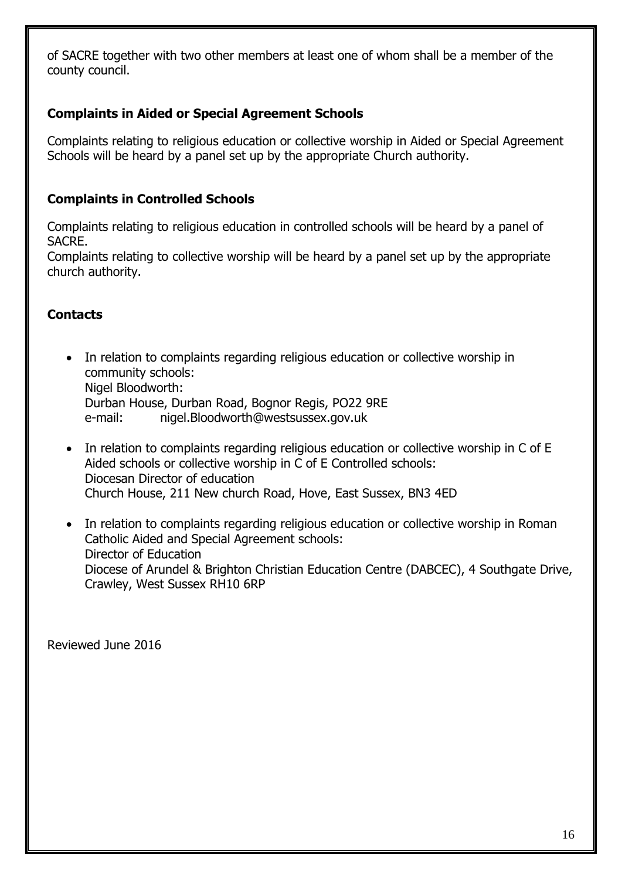of SACRE together with two other members at least one of whom shall be a member of the county council.

### Complaints in Aided or Special Agreement Schools

Complaints relating to religious education or collective worship in Aided or Special Agreement Schools will be heard by a panel set up by the appropriate Church authority.

### Complaints in Controlled Schools

Complaints relating to religious education in controlled schools will be heard by a panel of SACRE.

Complaints relating to collective worship will be heard by a panel set up by the appropriate church authority.

### Contacts

- In relation to complaints regarding religious education or collective worship in community schools:
  Nigel Bloodworth:
  Durban House, Durban Road, Bognor Regis, PO22 9RE
  e-mail: nigel.Bloodworth@westsussex.gov.uk

- In relation to complaints regarding religious education or collective worship in C of E Aided schools or collective worship in C of E Controlled schools:
  Diocesan Director of education
  Church House, 211 New church Road, Hove, East Sussex, BN3 4ED

- In relation to complaints regarding religious education or collective worship in Roman Catholic Aided and Special Agreement schools:
  Director of Education
  Diocese of Arundel & Brighton Christian Education Centre (DABCEC), 4 Southgate Drive, Crawley, West Sussex RH10 6RP

Reviewed June 2016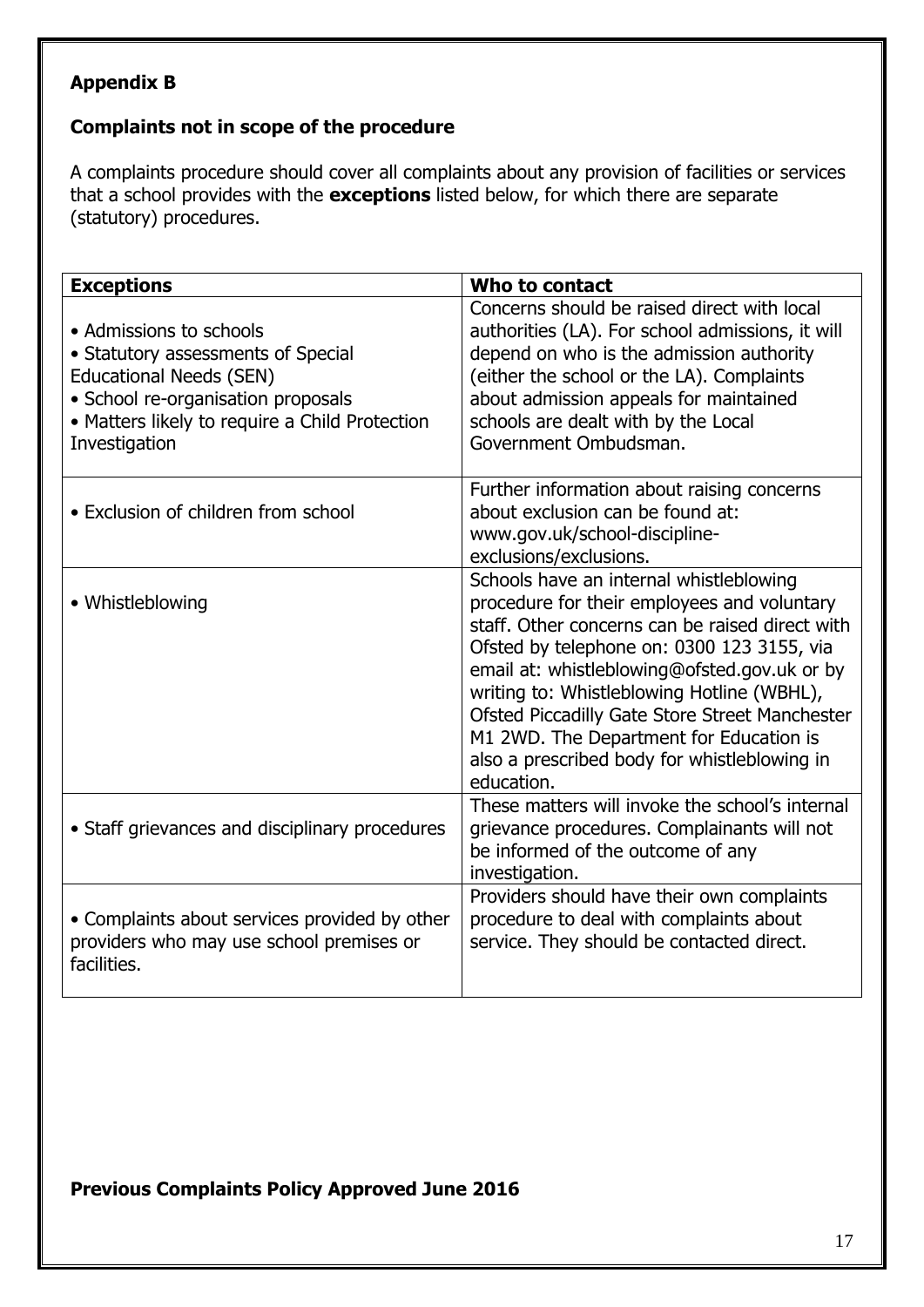## Appendix B

## Complaints not in scope of the procedure

A complaints procedure should cover all complaints about any provision of facilities or services that a school provides with the **exceptions** listed below, for which there are separate (statutory) procedures.

| Exceptions | Who to contact |
| --- | --- |
| • Admissions to schools<br>• Statutory assessments of Special Educational Needs (SEN)<br>• School re-organisation proposals<br>• Matters likely to require a Child Protection Investigation | Concerns should be raised direct with local authorities (LA). For school admissions, it will depend on who is the admission authority (either the school or the LA). Complaints about admission appeals for maintained schools are dealt with by the Local Government Ombudsman. |
| • Exclusion of children from school | Further information about raising concerns about exclusion can be found at: www.gov.uk/school-discipline-exclusions/exclusions. |
| • Whistleblowing | Schools have an internal whistleblowing procedure for their employees and voluntary staff. Other concerns can be raised direct with Ofsted by telephone on: 0300 123 3155, via email at: whistleblowing@ofsted.gov.uk or by writing to: Whistleblowing Hotline (WBHL), Ofsted Piccadilly Gate Store Street Manchester M1 2WD. The Department for Education is also a prescribed body for whistleblowing in education. |
| • Staff grievances and disciplinary procedures | These matters will invoke the school's internal grievance procedures. Complainants will not be informed of the outcome of any investigation. |
| • Complaints about services provided by other providers who may use school premises or facilities. | Providers should have their own complaints procedure to deal with complaints about service. They should be contacted direct. |

**Previous Complaints Policy Approved June 2016**